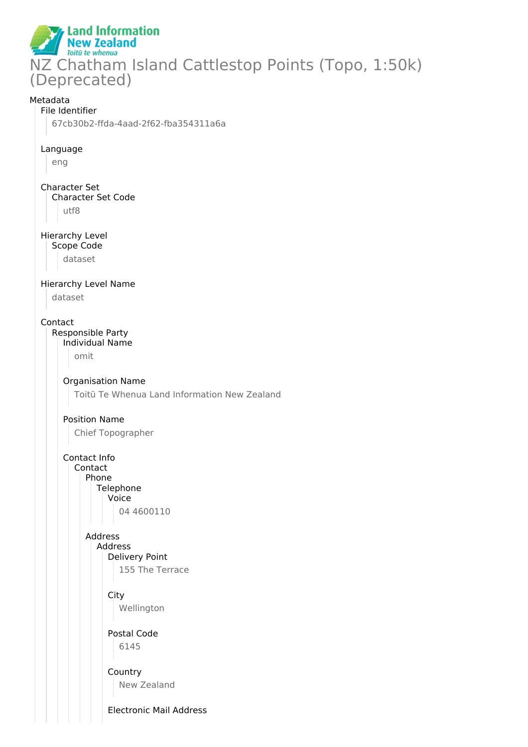# NZ Chatham Island Cattlestop Points (Topo, 1:50k) (Deprecated)

Metadata

- File Identifier
  - 67cb30b2-ffda-4aad-2f62-fba354311a6a
- Language
  - eng
- Character Set
  - Character Set Code
    - utf8
- Hierarchy Level
  - Scope Code
    - dataset
- Hierarchy Level Name
  - dataset
- Contact
  - Responsible Party
    - Individual Name
      - omit
    - Organisation Name
      - Toitū Te Whenua Land Information New Zealand
    - Position Name
      - Chief Topographer
    - Contact Info
      - Contact
        - Phone
          - Telephone
            - Voice
              - 04 4600110
        - Address
          - Address
            - Delivery Point
              - 155 The Terrace
            - City
              - Wellington
            - Postal Code
              - 6145
            - Country
              - New Zealand
            - Electronic Mail Address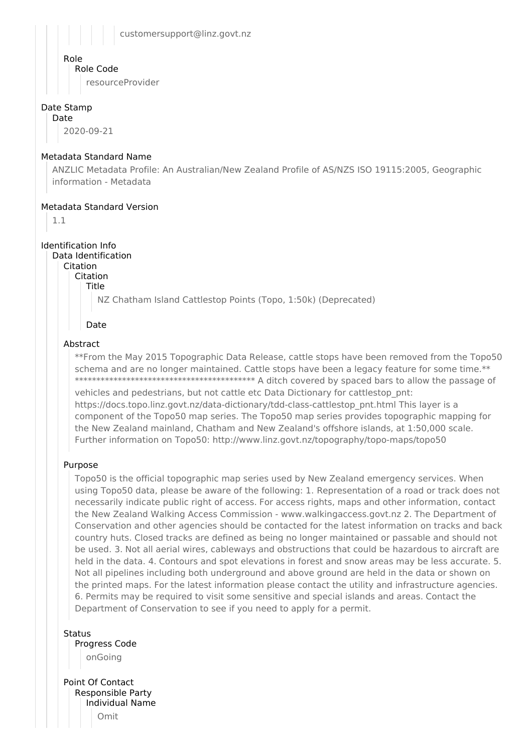customersupport@linz.govt.nz

Role
Role Code
resourceProvider

## Date Stamp
Date
2020-09-21

## Metadata Standard Name
ANZLIC Metadata Profile: An Australian/New Zealand Profile of AS/NZS ISO 19115:2005, Geographic information - Metadata

## Metadata Standard Version
1.1

## Identification Info
Data Identification
Citation
Citation
Title
NZ Chatham Island Cattlestop Points (Topo, 1:50k) (Deprecated)

Date

Abstract
**From the May 2015 Topographic Data Release, cattle stops have been removed from the Topo50 schema and are no longer maintained. Cattle stops have been a legacy feature for some time.** ****************************************** A ditch covered by spaced bars to allow the passage of vehicles and pedestrians, but not cattle etc Data Dictionary for cattlestop_pnt: https://docs.topo.linz.govt.nz/data-dictionary/tdd-class-cattlestop_pnt.html This layer is a component of the Topo50 map series. The Topo50 map series provides topographic mapping for the New Zealand mainland, Chatham and New Zealand's offshore islands, at 1:50,000 scale. Further information on Topo50: http://www.linz.govt.nz/topography/topo-maps/topo50

Purpose
Topo50 is the official topographic map series used by New Zealand emergency services. When using Topo50 data, please be aware of the following: 1. Representation of a road or track does not necessarily indicate public right of access. For access rights, maps and other information, contact the New Zealand Walking Access Commission - www.walkingaccess.govt.nz 2. The Department of Conservation and other agencies should be contacted for the latest information on tracks and back country huts. Closed tracks are defined as being no longer maintained or passable and should not be used. 3. Not all aerial wires, cableways and obstructions that could be hazardous to aircraft are held in the data. 4. Contours and spot elevations in forest and snow areas may be less accurate. 5. Not all pipelines including both underground and above ground are held in the data or shown on the printed maps. For the latest information please contact the utility and infrastructure agencies. 6. Permits may be required to visit some sensitive and special islands and areas. Contact the Department of Conservation to see if you need to apply for a permit.

Status
Progress Code
onGoing

Point Of Contact
Responsible Party
Individual Name
Omit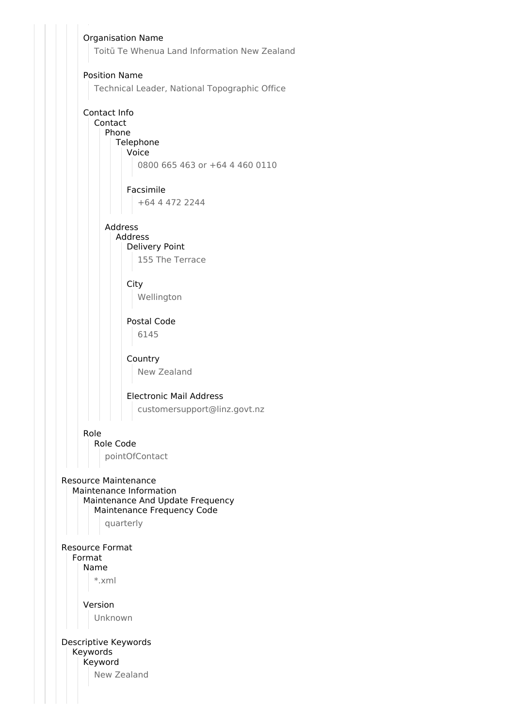Organisation Name

Toitū Te Whenua Land Information New Zealand

Position Name

Technical Leader, National Topographic Office

Contact Info

Contact

Phone

Telephone

Voice

0800 665 463 or +64 4 460 0110

Facsimile

+64 4 472 2244

Address

Address

Delivery Point

155 The Terrace

City

Wellington

Postal Code

6145

Country

New Zealand

Electronic Mail Address

customersupport@linz.govt.nz

Role

Role Code

pointOfContact

Resource Maintenance

Maintenance Information

Maintenance And Update Frequency

Maintenance Frequency Code

quarterly

Resource Format

Format

Name

*.xml

Version

Unknown

Descriptive Keywords

Keywords

Keyword

New Zealand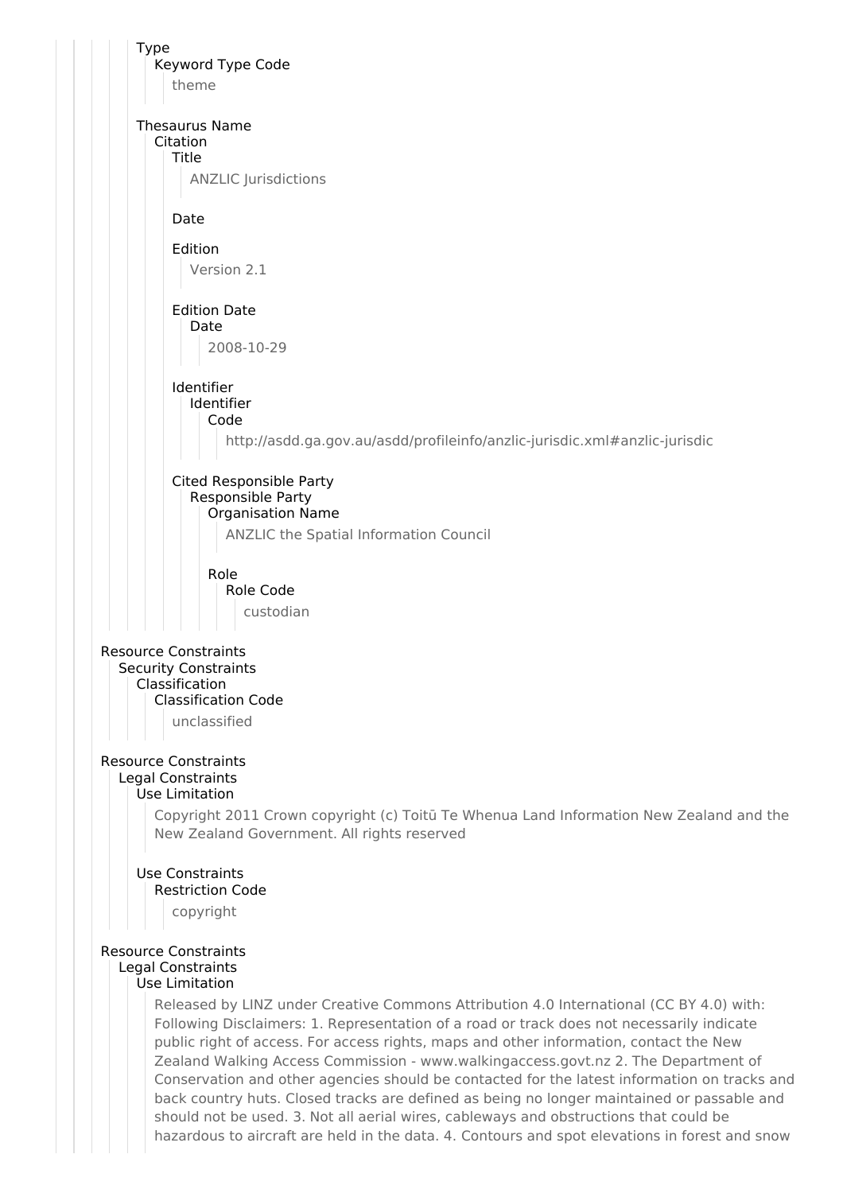Type

Keyword Type Code

theme

Thesaurus Name

Citation

Title

ANZLIC Jurisdictions

Date

Edition

Version 2.1

Edition Date

Date

2008-10-29

Identifier

Identifier

Code

http://asdd.ga.gov.au/asdd/profileinfo/anzlic-jurisdic.xml#anzlic-jurisdic

Cited Responsible Party

Responsible Party

Organisation Name

ANZLIC the Spatial Information Council

Role

Role Code

custodian

Resource Constraints

Security Constraints

Classification

Classification Code

unclassified

Resource Constraints

Legal Constraints

Use Limitation

Copyright 2011 Crown copyright (c) Toitū Te Whenua Land Information New Zealand and the New Zealand Government. All rights reserved

Use Constraints

Restriction Code

copyright

Resource Constraints

Legal Constraints

Use Limitation

Released by LINZ under Creative Commons Attribution 4.0 International (CC BY 4.0) with: Following Disclaimers: 1. Representation of a road or track does not necessarily indicate public right of access. For access rights, maps and other information, contact the New Zealand Walking Access Commission - www.walkingaccess.govt.nz 2. The Department of Conservation and other agencies should be contacted for the latest information on tracks and back country huts. Closed tracks are defined as being no longer maintained or passable and should not be used. 3. Not all aerial wires, cableways and obstructions that could be hazardous to aircraft are held in the data. 4. Contours and spot elevations in forest and snow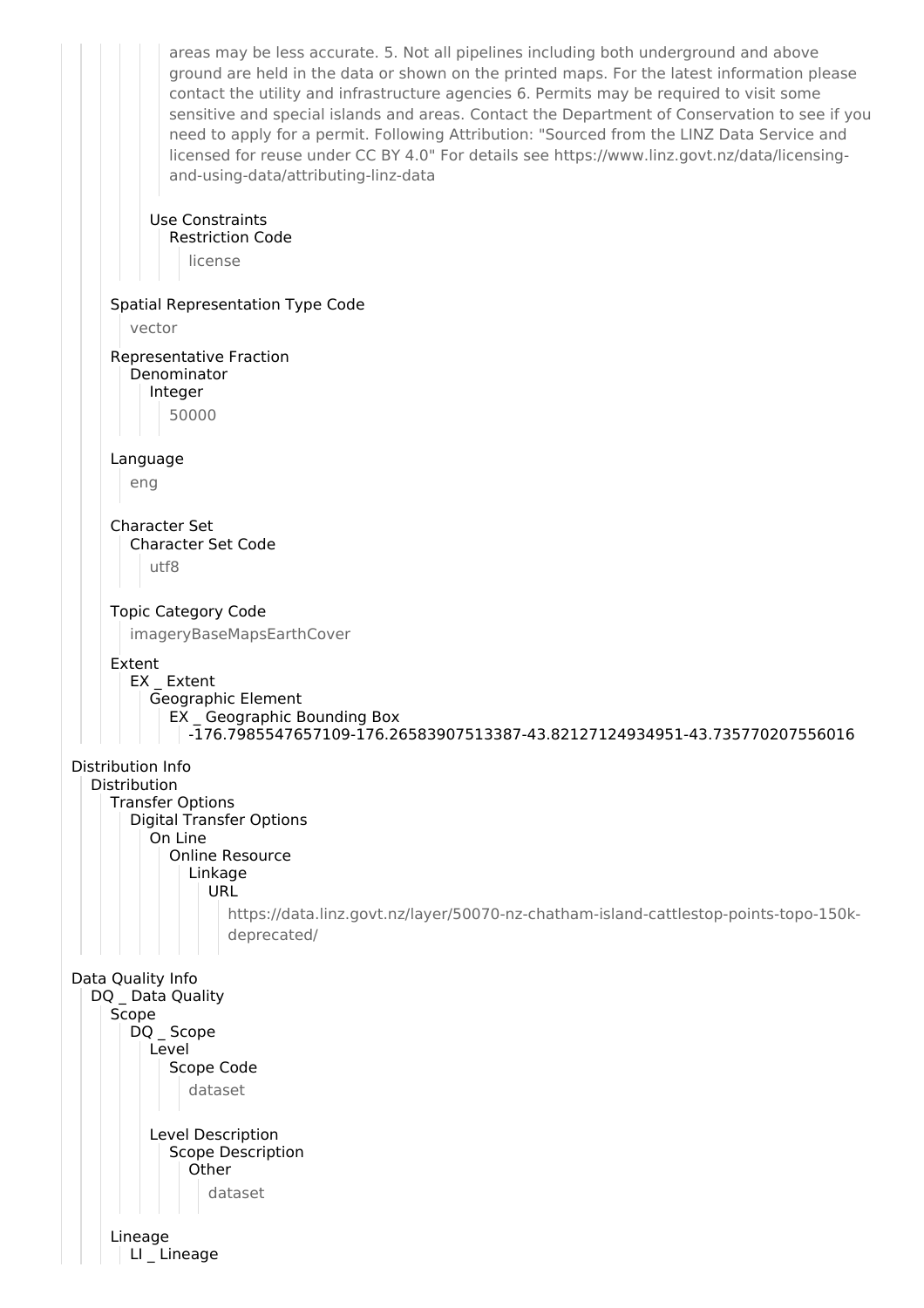areas may be less accurate. 5. Not all pipelines including both underground and above ground are held in the data or shown on the printed maps. For the latest information please contact the utility and infrastructure agencies 6. Permits may be required to visit some sensitive and special islands and areas. Contact the Department of Conservation to see if you need to apply for a permit. Following Attribution: "Sourced from the LINZ Data Service and licensed for reuse under CC BY 4.0" For details see https://www.linz.govt.nz/data/licensing-and-using-data/attributing-linz-data

Use Constraints
Restriction Code
license

Spatial Representation Type Code
vector

Representative Fraction
Denominator
Integer
50000

Language
eng

Character Set
Character Set Code
utf8

Topic Category Code
imageryBaseMapsEarthCover

Extent
EX _ Extent
Geographic Element
EX _ Geographic Bounding Box
-176.7985547657109-176.26583907513387-43.82127124934951-43.735770207556016

Distribution Info
Distribution
Transfer Options
Digital Transfer Options
On Line
Online Resource
Linkage
URL
https://data.linz.govt.nz/layer/50070-nz-chatham-island-cattlestop-points-topo-150k-deprecated/

Data Quality Info
DQ _ Data Quality
Scope
DQ _ Scope
Level
Scope Code
dataset

Level Description
Scope Description
Other
dataset

Lineage
LI _ Lineage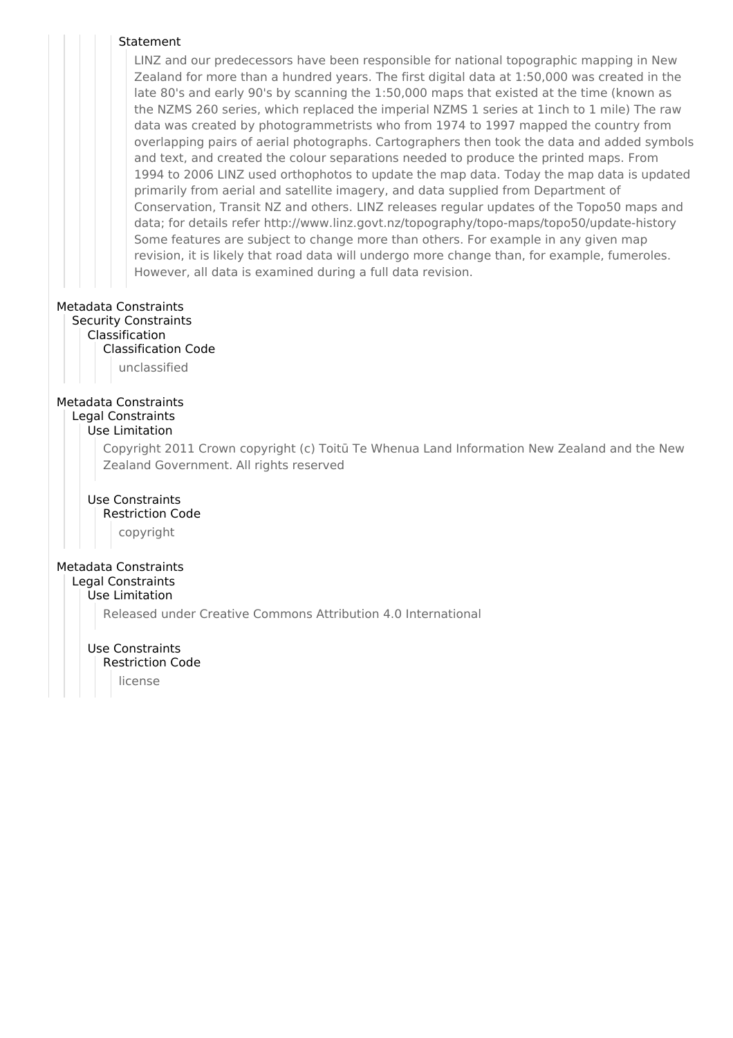Statement

LINZ and our predecessors have been responsible for national topographic mapping in New Zealand for more than a hundred years. The first digital data at 1:50,000 was created in the late 80's and early 90's by scanning the 1:50,000 maps that existed at the time (known as the NZMS 260 series, which replaced the imperial NZMS 1 series at 1inch to 1 mile) The raw data was created by photogrammetrists who from 1974 to 1997 mapped the country from overlapping pairs of aerial photographs. Cartographers then took the data and added symbols and text, and created the colour separations needed to produce the printed maps. From 1994 to 2006 LINZ used orthophotos to update the map data. Today the map data is updated primarily from aerial and satellite imagery, and data supplied from Department of Conservation, Transit NZ and others. LINZ releases regular updates of the Topo50 maps and data; for details refer http://www.linz.govt.nz/topography/topo-maps/topo50/update-history Some features are subject to change more than others. For example in any given map revision, it is likely that road data will undergo more change than, for example, fumeroles. However, all data is examined during a full data revision.

Metadata Constraints

Security Constraints

Classification

Classification Code

unclassified

Metadata Constraints

Legal Constraints

Use Limitation

Copyright 2011 Crown copyright (c) Toitū Te Whenua Land Information New Zealand and the New Zealand Government. All rights reserved

Use Constraints

Restriction Code

copyright

Metadata Constraints

Legal Constraints

Use Limitation

Released under Creative Commons Attribution 4.0 International

Use Constraints

Restriction Code

license